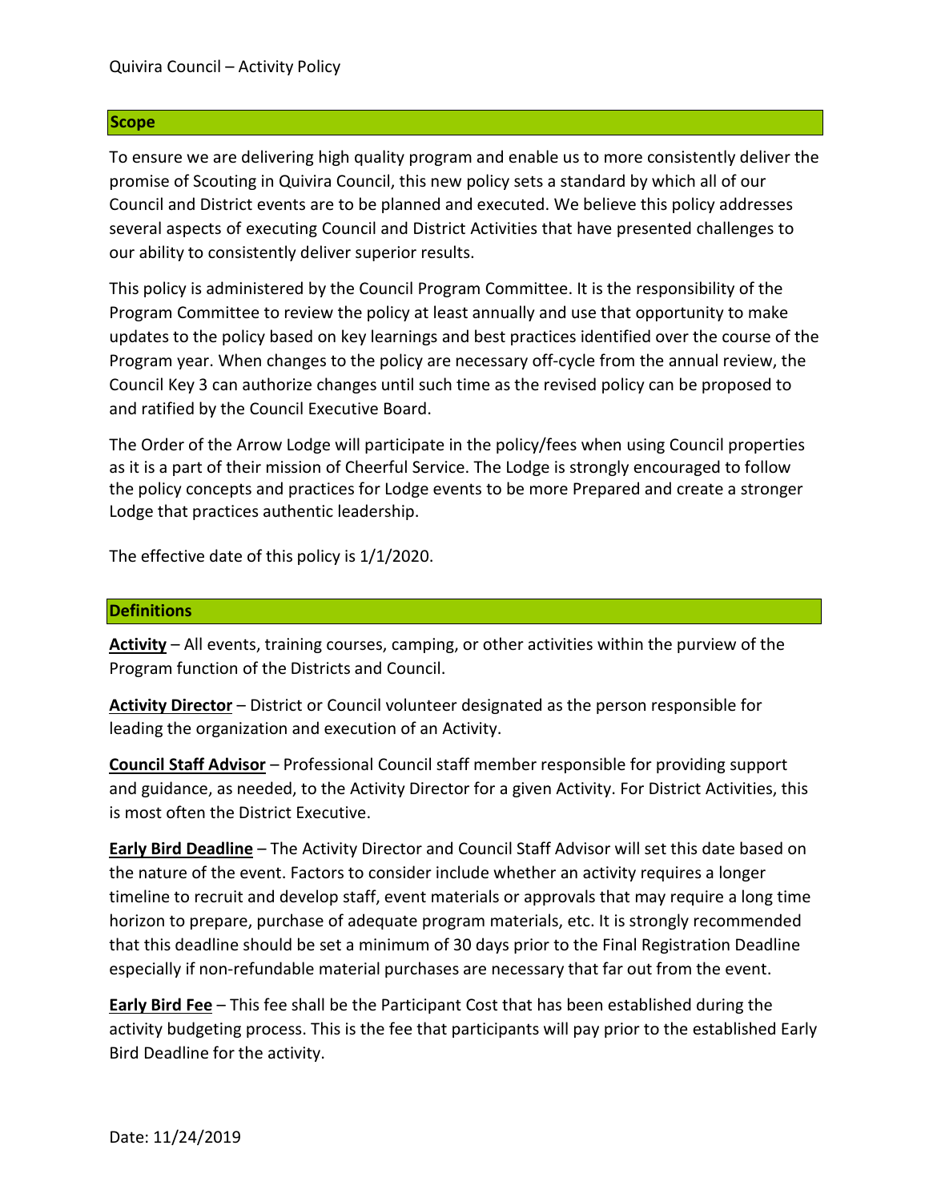Quivira Council – Activity Policy

## Scope

To ensure we are delivering high quality program and enable us to more consistently deliver the promise of Scouting in Quivira Council, this new policy sets a standard by which all of our Council and District events are to be planned and executed. We believe this policy addresses several aspects of executing Council and District Activities that have presented challenges to our ability to consistently deliver superior results.

This policy is administered by the Council Program Committee. It is the responsibility of the Program Committee to review the policy at least annually and use that opportunity to make updates to the policy based on key learnings and best practices identified over the course of the Program year. When changes to the policy are necessary off-cycle from the annual review, the Council Key 3 can authorize changes until such time as the revised policy can be proposed to and ratified by the Council Executive Board.

The Order of the Arrow Lodge will participate in the policy/fees when using Council properties as it is a part of their mission of Cheerful Service. The Lodge is strongly encouraged to follow the policy concepts and practices for Lodge events to be more Prepared and create a stronger Lodge that practices authentic leadership.

The effective date of this policy is 1/1/2020.

## Definitions

**Activity** – All events, training courses, camping, or other activities within the purview of the Program function of the Districts and Council.

**Activity Director** – District or Council volunteer designated as the person responsible for leading the organization and execution of an Activity.

**Council Staff Advisor** – Professional Council staff member responsible for providing support and guidance, as needed, to the Activity Director for a given Activity. For District Activities, this is most often the District Executive.

**Early Bird Deadline** – The Activity Director and Council Staff Advisor will set this date based on the nature of the event. Factors to consider include whether an activity requires a longer timeline to recruit and develop staff, event materials or approvals that may require a long time horizon to prepare, purchase of adequate program materials, etc. It is strongly recommended that this deadline should be set a minimum of 30 days prior to the Final Registration Deadline especially if non-refundable material purchases are necessary that far out from the event.

**Early Bird Fee** – This fee shall be the Participant Cost that has been established during the activity budgeting process. This is the fee that participants will pay prior to the established Early Bird Deadline for the activity.

Date: 11/24/2019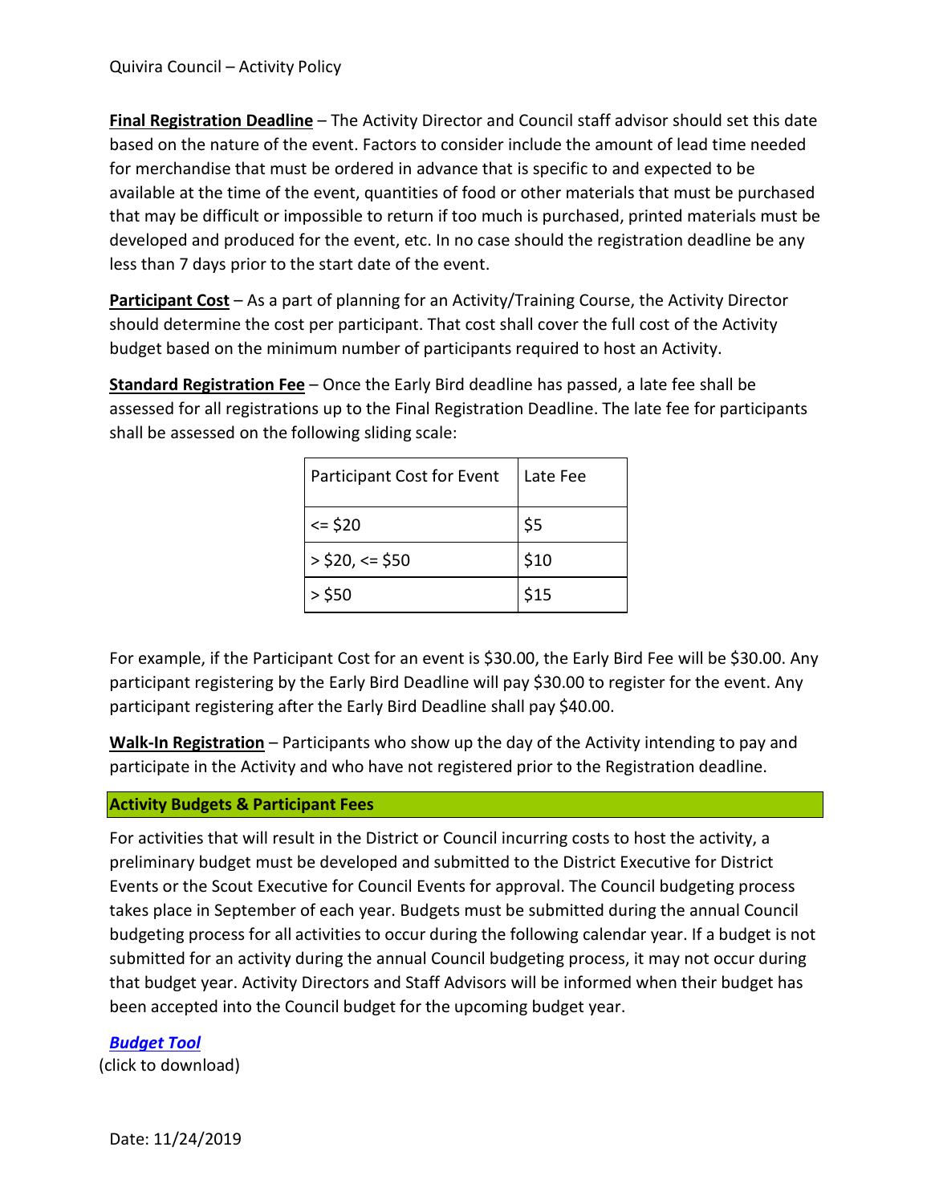**Final Registration Deadline** – The Activity Director and Council staff advisor should set this date based on the nature of the event. Factors to consider include the amount of lead time needed for merchandise that must be ordered in advance that is specific to and expected to be available at the time of the event, quantities of food or other materials that must be purchased that may be difficult or impossible to return if too much is purchased, printed materials must be developed and produced for the event, etc. In no case should the registration deadline be any less than 7 days prior to the start date of the event.

**Participant Cost** – As a part of planning for an Activity/Training Course, the Activity Director should determine the cost per participant. That cost shall cover the full cost of the Activity budget based on the minimum number of participants required to host an Activity.

**Standard Registration Fee** – Once the Early Bird deadline has passed, a late fee shall be assessed for all registrations up to the Final Registration Deadline. The late fee for participants shall be assessed on the following sliding scale:

| Participant Cost for Event | Late Fee |
|---|---|
| <= $20 | $5 |
| > $20, <= $50 | $10 |
| > $50 | $15 |

For example, if the Participant Cost for an event is $30.00, the Early Bird Fee will be $30.00. Any participant registering by the Early Bird Deadline will pay $30.00 to register for the event. Any participant registering after the Early Bird Deadline shall pay $40.00.

**Walk-In Registration** – Participants who show up the day of the Activity intending to pay and participate in the Activity and who have not registered prior to the Registration deadline.

## Activity Budgets & Participant Fees

For activities that will result in the District or Council incurring costs to host the activity, a preliminary budget must be developed and submitted to the District Executive for District Events or the Scout Executive for Council Events for approval. The Council budgeting process takes place in September of each year. Budgets must be submitted during the annual Council budgeting process for all activities to occur during the following calendar year. If a budget is not submitted for an activity during the annual Council budgeting process, it may not occur during that budget year. Activity Directors and Staff Advisors will be informed when their budget has been accepted into the Council budget for the upcoming budget year.

***Budget Tool***
(click to download)

Date: 11/24/2019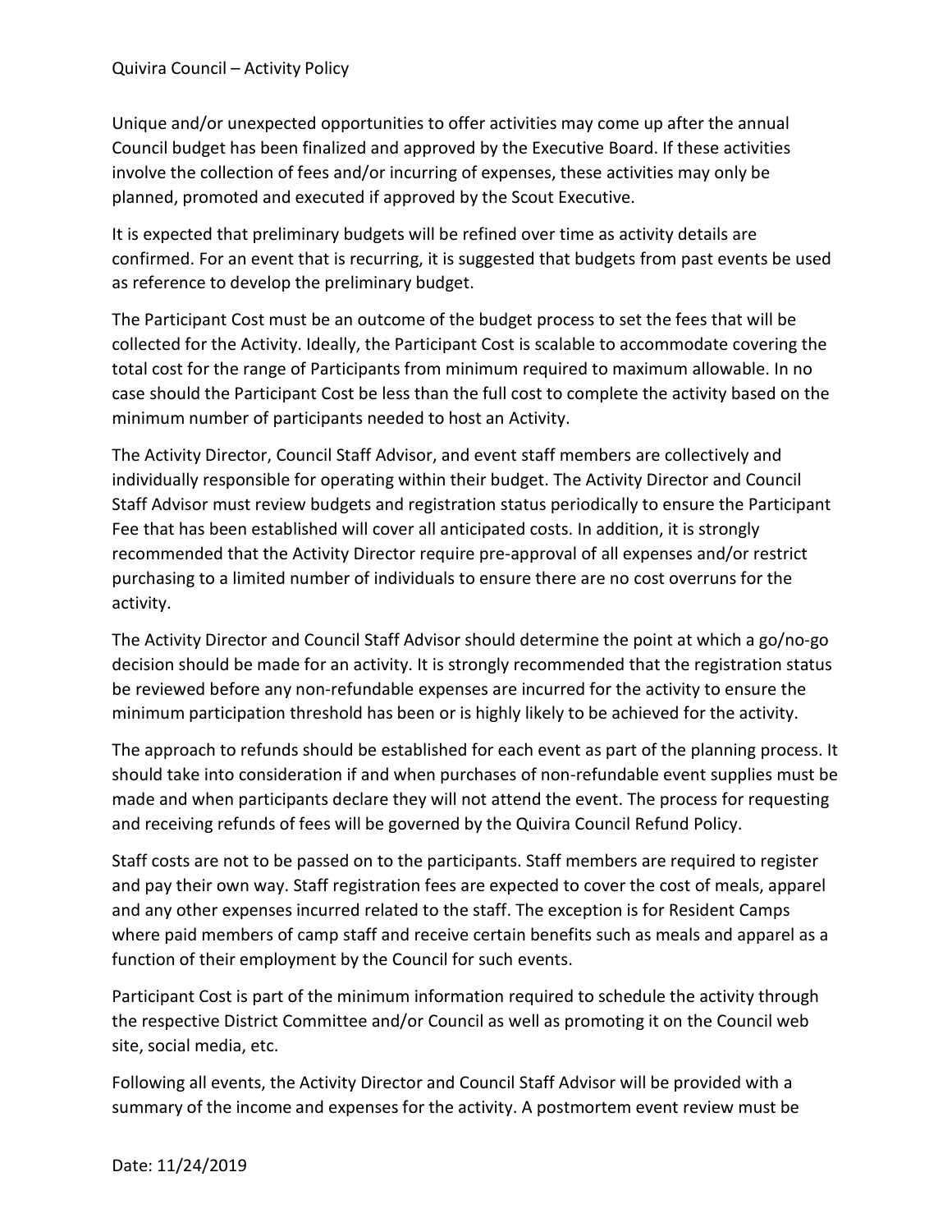Unique and/or unexpected opportunities to offer activities may come up after the annual Council budget has been finalized and approved by the Executive Board. If these activities involve the collection of fees and/or incurring of expenses, these activities may only be planned, promoted and executed if approved by the Scout Executive.

It is expected that preliminary budgets will be refined over time as activity details are confirmed. For an event that is recurring, it is suggested that budgets from past events be used as reference to develop the preliminary budget.

The Participant Cost must be an outcome of the budget process to set the fees that will be collected for the Activity. Ideally, the Participant Cost is scalable to accommodate covering the total cost for the range of Participants from minimum required to maximum allowable. In no case should the Participant Cost be less than the full cost to complete the activity based on the minimum number of participants needed to host an Activity.

The Activity Director, Council Staff Advisor, and event staff members are collectively and individually responsible for operating within their budget. The Activity Director and Council Staff Advisor must review budgets and registration status periodically to ensure the Participant Fee that has been established will cover all anticipated costs. In addition, it is strongly recommended that the Activity Director require pre-approval of all expenses and/or restrict purchasing to a limited number of individuals to ensure there are no cost overruns for the activity.

The Activity Director and Council Staff Advisor should determine the point at which a go/no-go decision should be made for an activity. It is strongly recommended that the registration status be reviewed before any non-refundable expenses are incurred for the activity to ensure the minimum participation threshold has been or is highly likely to be achieved for the activity.

The approach to refunds should be established for each event as part of the planning process. It should take into consideration if and when purchases of non-refundable event supplies must be made and when participants declare they will not attend the event. The process for requesting and receiving refunds of fees will be governed by the Quivira Council Refund Policy.

Staff costs are not to be passed on to the participants. Staff members are required to register and pay their own way. Staff registration fees are expected to cover the cost of meals, apparel and any other expenses incurred related to the staff. The exception is for Resident Camps where paid members of camp staff and receive certain benefits such as meals and apparel as a function of their employment by the Council for such events.

Participant Cost is part of the minimum information required to schedule the activity through the respective District Committee and/or Council as well as promoting it on the Council web site, social media, etc.

Following all events, the Activity Director and Council Staff Advisor will be provided with a summary of the income and expenses for the activity. A postmortem event review must be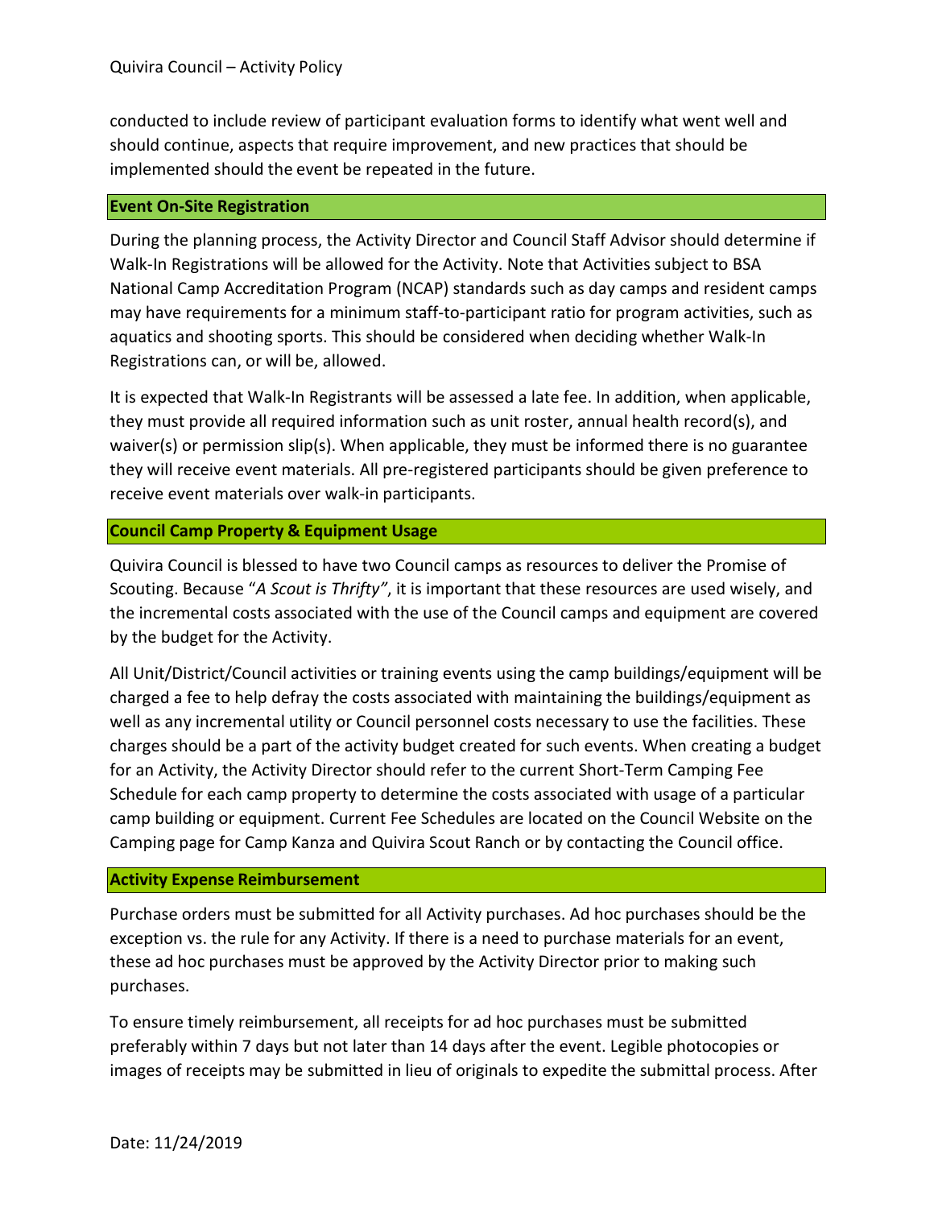conducted to include review of participant evaluation forms to identify what went well and should continue, aspects that require improvement, and new practices that should be implemented should the event be repeated in the future.

### Event On-Site Registration

During the planning process, the Activity Director and Council Staff Advisor should determine if Walk-In Registrations will be allowed for the Activity. Note that Activities subject to BSA National Camp Accreditation Program (NCAP) standards such as day camps and resident camps may have requirements for a minimum staff-to-participant ratio for program activities, such as aquatics and shooting sports. This should be considered when deciding whether Walk-In Registrations can, or will be, allowed.

It is expected that Walk-In Registrants will be assessed a late fee. In addition, when applicable, they must provide all required information such as unit roster, annual health record(s), and waiver(s) or permission slip(s). When applicable, they must be informed there is no guarantee they will receive event materials. All pre-registered participants should be given preference to receive event materials over walk-in participants.

### Council Camp Property & Equipment Usage

Quivira Council is blessed to have two Council camps as resources to deliver the Promise of Scouting. Because "*A Scout is Thrifty"*, it is important that these resources are used wisely, and the incremental costs associated with the use of the Council camps and equipment are covered by the budget for the Activity.

All Unit/District/Council activities or training events using the camp buildings/equipment will be charged a fee to help defray the costs associated with maintaining the buildings/equipment as well as any incremental utility or Council personnel costs necessary to use the facilities. These charges should be a part of the activity budget created for such events. When creating a budget for an Activity, the Activity Director should refer to the current Short-Term Camping Fee Schedule for each camp property to determine the costs associated with usage of a particular camp building or equipment. Current Fee Schedules are located on the Council Website on the Camping page for Camp Kanza and Quivira Scout Ranch or by contacting the Council office.

### Activity Expense Reimbursement

Purchase orders must be submitted for all Activity purchases. Ad hoc purchases should be the exception vs. the rule for any Activity. If there is a need to purchase materials for an event, these ad hoc purchases must be approved by the Activity Director prior to making such purchases.

To ensure timely reimbursement, all receipts for ad hoc purchases must be submitted preferably within 7 days but not later than 14 days after the event. Legible photocopies or images of receipts may be submitted in lieu of originals to expedite the submittal process. After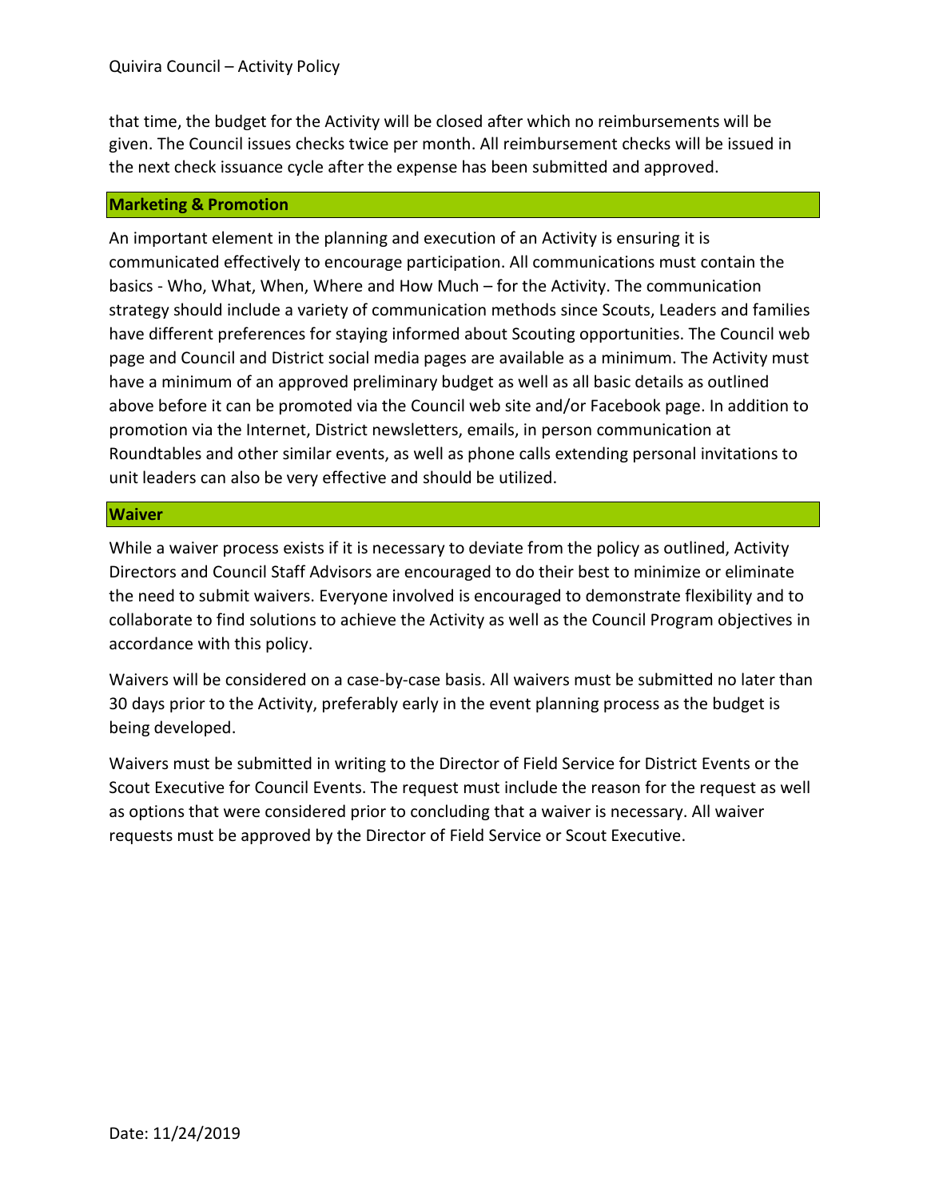that time, the budget for the Activity will be closed after which no reimbursements will be given. The Council issues checks twice per month. All reimbursement checks will be issued in the next check issuance cycle after the expense has been submitted and approved.

## Marketing & Promotion

An important element in the planning and execution of an Activity is ensuring it is communicated effectively to encourage participation. All communications must contain the basics - Who, What, When, Where and How Much – for the Activity. The communication strategy should include a variety of communication methods since Scouts, Leaders and families have different preferences for staying informed about Scouting opportunities. The Council web page and Council and District social media pages are available as a minimum. The Activity must have a minimum of an approved preliminary budget as well as all basic details as outlined above before it can be promoted via the Council web site and/or Facebook page. In addition to promotion via the Internet, District newsletters, emails, in person communication at Roundtables and other similar events, as well as phone calls extending personal invitations to unit leaders can also be very effective and should be utilized.

## Waiver

While a waiver process exists if it is necessary to deviate from the policy as outlined, Activity Directors and Council Staff Advisors are encouraged to do their best to minimize or eliminate the need to submit waivers. Everyone involved is encouraged to demonstrate flexibility and to collaborate to find solutions to achieve the Activity as well as the Council Program objectives in accordance with this policy.

Waivers will be considered on a case-by-case basis. All waivers must be submitted no later than 30 days prior to the Activity, preferably early in the event planning process as the budget is being developed.

Waivers must be submitted in writing to the Director of Field Service for District Events or the Scout Executive for Council Events. The request must include the reason for the request as well as options that were considered prior to concluding that a waiver is necessary. All waiver requests must be approved by the Director of Field Service or Scout Executive.